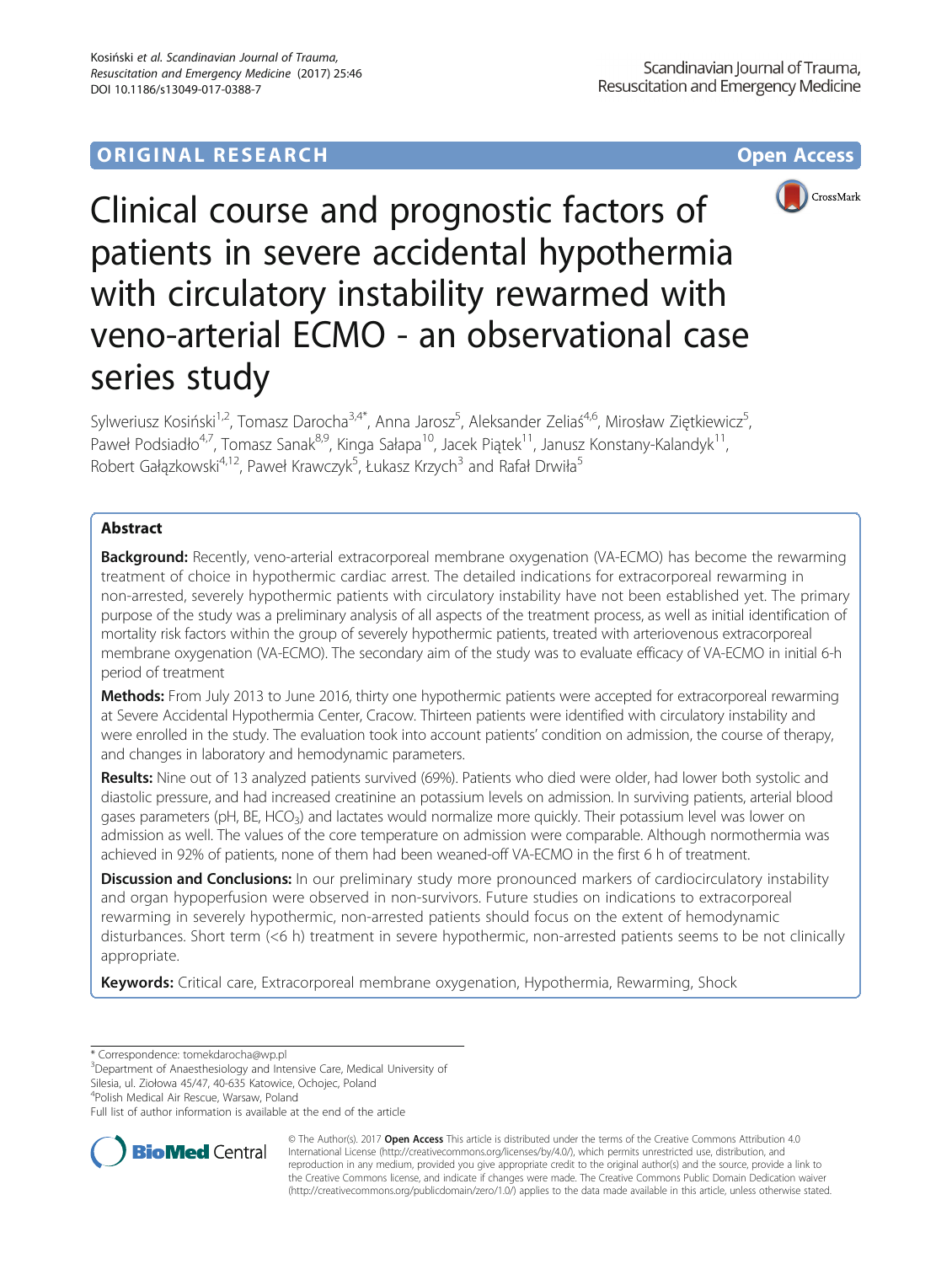ORIGINAL RESEARCH

Open Access

# Clinical course and prognostic factors of patients in severe accidental hypothermia with circulatory instability rewarmed with veno-arterial ECMO - an observational case series study

Sylweriusz Kosiński[1,2], Tomasz Darocha[3,4*], Anna Jarosz[5], Aleksander Zeliaś[4,6], Mirosław Ziętkiewicz[5], Paweł Podsiadło[4,7], Tomasz Sanak[8,9], Kinga Sałapa[10], Jacek Piątek[11], Janusz Konstany-Kalandyk[11], Robert Gałązkowski[4,12], Paweł Krawczyk[5], Łukasz Krzych[3] and Rafał Drwiła[5]

## Abstract

**Background:** Recently, veno-arterial extracorporeal membrane oxygenation (VA-ECMO) has become the rewarming treatment of choice in hypothermic cardiac arrest. The detailed indications for extracorporeal rewarming in non-arrested, severely hypothermic patients with circulatory instability have not been established yet. The primary purpose of the study was a preliminary analysis of all aspects of the treatment process, as well as initial identification of mortality risk factors within the group of severely hypothermic patients, treated with arteriovenous extracorporeal membrane oxygenation (VA-ECMO). The secondary aim of the study was to evaluate efficacy of VA-ECMO in initial 6-h period of treatment

**Methods:** From July 2013 to June 2016, thirty one hypothermic patients were accepted for extracorporeal rewarming at Severe Accidental Hypothermia Center, Cracow. Thirteen patients were identified with circulatory instability and were enrolled in the study. The evaluation took into account patients' condition on admission, the course of therapy, and changes in laboratory and hemodynamic parameters.

**Results:** Nine out of 13 analyzed patients survived (69%). Patients who died were older, had lower both systolic and diastolic pressure, and had increased creatinine an potassium levels on admission. In surviving patients, arterial blood gases parameters (pH, BE, $HCO_3$) and lactates would normalize more quickly. Their potassium level was lower on admission as well. The values of the core temperature on admission were comparable. Although normothermia was achieved in 92% of patients, none of them had been weaned-off VA-ECMO in the first 6 h of treatment.

**Discussion and Conclusions:** In our preliminary study more pronounced markers of cardiocirculatory instability and organ hypoperfusion were observed in non-survivors. Future studies on indications to extracorporeal rewarming in severely hypothermic, non-arrested patients should focus on the extent of hemodynamic disturbances. Short term (<6 h) treatment in severe hypothermic, non-arrested patients seems to be not clinically appropriate.

**Keywords:** Critical care, Extracorporeal membrane oxygenation, Hypothermia, Rewarming, Shock

\* Correspondence: tomekdarocha@wp.pl
[3]Department of Anaesthesiology and Intensive Care, Medical University of Silesia, ul. Ziołowa 45/47, 40-635 Katowice, Ochojec, Poland
[4]Polish Medical Air Rescue, Warsaw, Poland
Full list of author information is available at the end of the article

© The Author(s). 2017 **Open Access** This article is distributed under the terms of the Creative Commons Attribution 4.0 International License (http://creativecommons.org/licenses/by/4.0/), which permits unrestricted use, distribution, and reproduction in any medium, provided you give appropriate credit to the original author(s) and the source, provide a link to the Creative Commons license, and indicate if changes were made. The Creative Commons Public Domain Dedication waiver (http://creativecommons.org/publicdomain/zero/1.0/) applies to the data made available in this article, unless otherwise stated.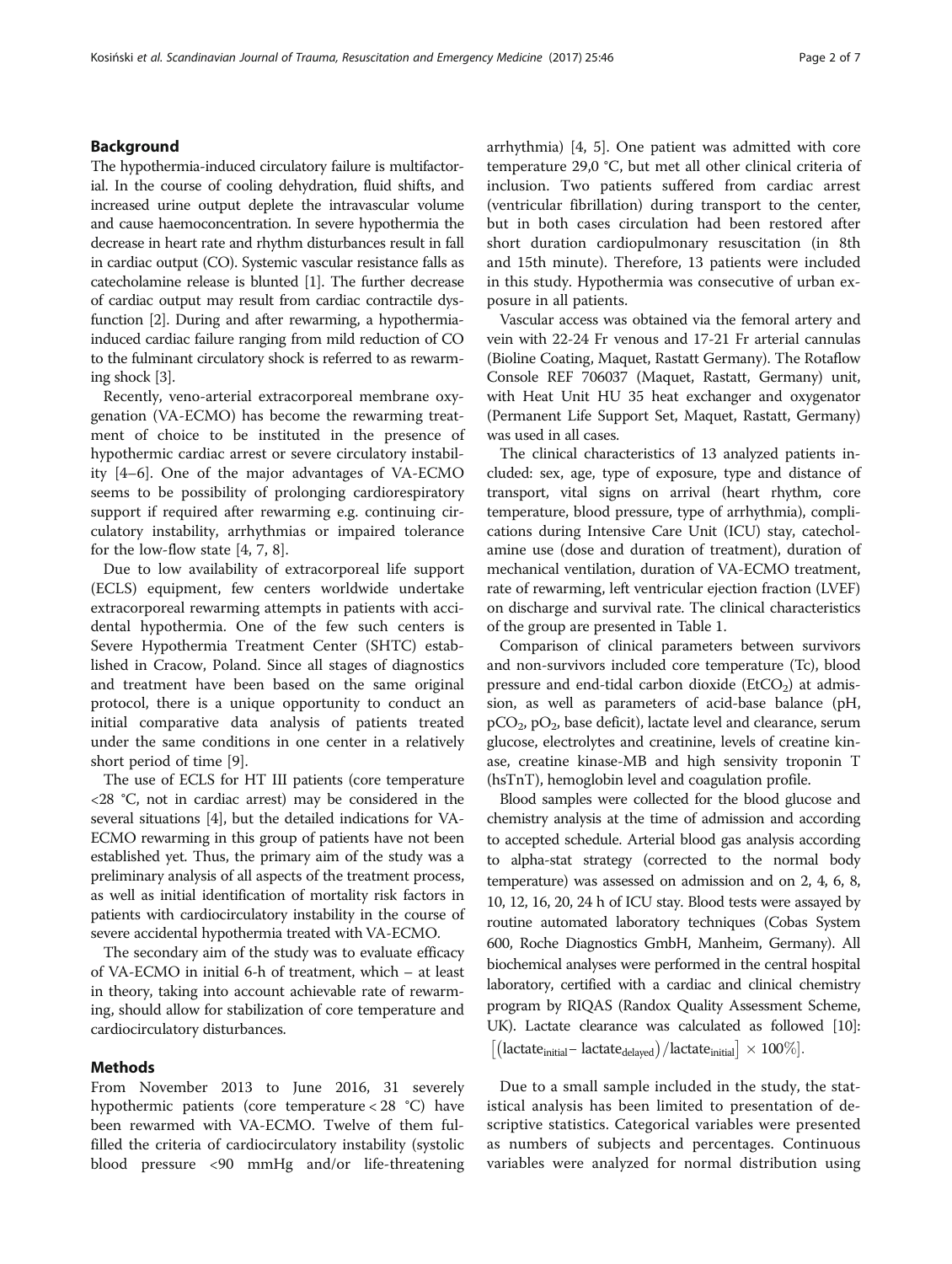## Background

The hypothermia-induced circulatory failure is multifactorial. In the course of cooling dehydration, fluid shifts, and increased urine output deplete the intravascular volume and cause haemoconcentration. In severe hypothermia the decrease in heart rate and rhythm disturbances result in fall in cardiac output (CO). Systemic vascular resistance falls as catecholamine release is blunted [1]. The further decrease of cardiac output may result from cardiac contractile dysfunction [2]. During and after rewarming, a hypothermia-induced cardiac failure ranging from mild reduction of CO to the fulminant circulatory shock is referred to as rewarming shock [3].

Recently, veno-arterial extracorporeal membrane oxygenation (VA-ECMO) has become the rewarming treatment of choice to be instituted in the presence of hypothermic cardiac arrest or severe circulatory instability [4–6]. One of the major advantages of VA-ECMO seems to be possibility of prolonging cardiorespiratory support if required after rewarming e.g. continuing circulatory instability, arrhythmias or impaired tolerance for the low-flow state [4, 7, 8].

Due to low availability of extracorporeal life support (ECLS) equipment, few centers worldwide undertake extracorporeal rewarming attempts in patients with accidental hypothermia. One of the few such centers is Severe Hypothermia Treatment Center (SHTC) established in Cracow, Poland. Since all stages of diagnostics and treatment have been based on the same original protocol, there is a unique opportunity to conduct an initial comparative data analysis of patients treated under the same conditions in one center in a relatively short period of time [9].

The use of ECLS for HT III patients (core temperature <28 °C, not in cardiac arrest) may be considered in the several situations [4], but the detailed indications for VA-ECMO rewarming in this group of patients have not been established yet. Thus, the primary aim of the study was a preliminary analysis of all aspects of the treatment process, as well as initial identification of mortality risk factors in patients with cardiocirculatory instability in the course of severe accidental hypothermia treated with VA-ECMO.

The secondary aim of the study was to evaluate efficacy of VA-ECMO in initial 6-h of treatment, which – at least in theory, taking into account achievable rate of rewarming, should allow for stabilization of core temperature and cardiocirculatory disturbances.

## Methods

From November 2013 to June 2016, 31 severely hypothermic patients (core temperature < 28 °C) have been rewarmed with VA-ECMO. Twelve of them fulfilled the criteria of cardiocirculatory instability (systolic blood pressure <90 mmHg and/or life-threatening arrhythmia) [4, 5]. One patient was admitted with core temperature 29,0 °C, but met all other clinical criteria of inclusion. Two patients suffered from cardiac arrest (ventricular fibrillation) during transport to the center, but in both cases circulation had been restored after short duration cardiopulmonary resuscitation (in 8th and 15th minute). Therefore, 13 patients were included in this study. Hypothermia was consecutive of urban exposure in all patients.

Vascular access was obtained via the femoral artery and vein with 22-24 Fr venous and 17-21 Fr arterial cannulas (Bioline Coating, Maquet, Rastatt Germany). The Rotaflow Console REF 706037 (Maquet, Rastatt, Germany) unit, with Heat Unit HU 35 heat exchanger and oxygenator (Permanent Life Support Set, Maquet, Rastatt, Germany) was used in all cases.

The clinical characteristics of 13 analyzed patients included: sex, age, type of exposure, type and distance of transport, vital signs on arrival (heart rhythm, core temperature, blood pressure, type of arrhythmia), complications during Intensive Care Unit (ICU) stay, catecholamine use (dose and duration of treatment), duration of mechanical ventilation, duration of VA-ECMO treatment, rate of rewarming, left ventricular ejection fraction (LVEF) on discharge and survival rate. The clinical characteristics of the group are presented in Table 1.

Comparison of clinical parameters between survivors and non-survivors included core temperature (Tc), blood pressure and end-tidal carbon dioxide ($EtCO_2$) at admission, as well as parameters of acid-base balance (pH, $pCO_2$, $pO_2$, base deficit), lactate level and clearance, serum glucose, electrolytes and creatinine, levels of creatine kinase, creatine kinase-MB and high sensitivity troponin T (hsTnT), hemoglobin level and coagulation profile.

Blood samples were collected for the blood glucose and chemistry analysis at the time of admission and according to accepted schedule. Arterial blood gas analysis according to alpha-stat strategy (corrected to the normal body temperature) was assessed on admission and on 2, 4, 6, 8, 10, 12, 16, 20, 24 h of ICU stay. Blood tests were assayed by routine automated laboratory techniques (Cobas System 600, Roche Diagnostics GmbH, Manheim, Germany). All biochemical analyses were performed in the central hospital laboratory, certified with a cardiac and clinical chemistry program by RIQAS (Randox Quality Assessment Scheme, UK). Lactate clearance was calculated as followed [10]: $\left[\left(\text{lactate}_{\text{initial}} - \text{lactate}_{\text{delayed}}\right)/\text{lactate}_{\text{initial}}\right] \times 100\%$.

Due to a small sample included in the study, the statistical analysis has been limited to presentation of descriptive statistics. Categorical variables were presented as numbers of subjects and percentages. Continuous variables were analyzed for normal distribution using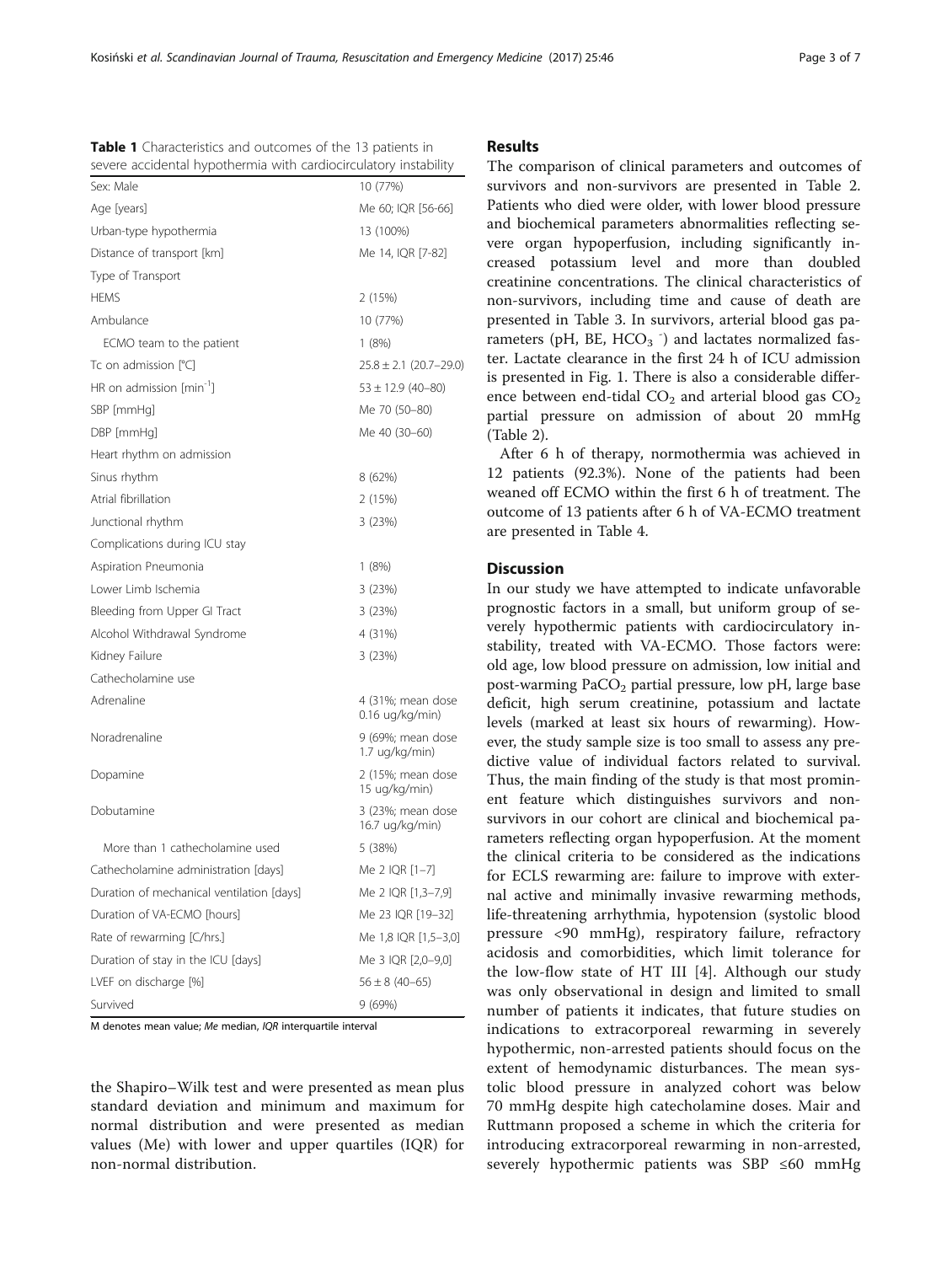**Table 1** Characteristics and outcomes of the 13 patients in severe accidental hypothermia with cardiocirculatory instability

| | |
|---|---|
| Sex: Male | 10 (77%) |
| Age [years] | Me 60; IQR [56-66] |
| Urban-type hypothermia | 13 (100%) |
| Distance of transport [km] | Me 14, IQR [7-82] |
| Type of Transport | |
| HEMS | 2 (15%) |
| Ambulance | 10 (77%) |
| ECMO team to the patient | 1 (8%) |
| Tc on admission [°C] | 25.8 ± 2.1 (20.7–29.0) |
| HR on admission [$min^{-1}$] | 53 ± 12.9 (40–80) |
| SBP [mmHg] | Me 70 (50–80) |
| DBP [mmHg] | Me 40 (30–60) |
| Heart rhythm on admission | |
| Sinus rhythm | 8 (62%) |
| Atrial fibrillation | 2 (15%) |
| Junctional rhythm | 3 (23%) |
| Complications during ICU stay | |
| Aspiration Pneumonia | 1 (8%) |
| Lower Limb Ischemia | 3 (23%) |
| Bleeding from Upper GI Tract | 3 (23%) |
| Alcohol Withdrawal Syndrome | 4 (31%) |
| Kidney Failure | 3 (23%) |
| Cathecholamine use | |
| Adrenaline | 4 (31%; mean dose 0.16 ug/kg/min) |
| Noradrenaline | 9 (69%; mean dose 1.7 ug/kg/min) |
| Dopamine | 2 (15%; mean dose 15 ug/kg/min) |
| Dobutamine | 3 (23%; mean dose 16.7 ug/kg/min) |
| More than 1 cathecholamine used | 5 (38%) |
| Cathecholamine administration [days] | Me 2 IQR [1–7] |
| Duration of mechanical ventilation [days] | Me 2 IQR [1,3–7,9] |
| Duration of VA-ECMO [hours] | Me 23 IQR [19–32] |
| Rate of rewarming [C/hrs.] | Me 1,8 IQR [1,5–3,0] |
| Duration of stay in the ICU [days] | Me 3 IQR [2,0–9,0] |
| LVEF on discharge [%] | 56 ± 8 (40–65) |
| Survived | 9 (69%) |

M denotes mean value; *Me* median, *IQR* interquartile interval

the Shapiro–Wilk test and were presented as mean plus standard deviation and minimum and maximum for normal distribution and were presented as median values (Me) with lower and upper quartiles (IQR) for non-normal distribution.

## Results

The comparison of clinical parameters and outcomes of survivors and non-survivors are presented in Table 2. Patients who died were older, with lower blood pressure and biochemical parameters abnormalities reflecting severe organ hypoperfusion, including significantly increased potassium level and more than doubled creatinine concentrations. The clinical characteristics of non-survivors, including time and cause of death are presented in Table 3. In survivors, arterial blood gas parameters (pH, BE, $HCO_3^-$) and lactates normalized faster. Lactate clearance in the first 24 h of ICU admission is presented in Fig. 1. There is also a considerable difference between end-tidal $CO_2$ and arterial blood gas $CO_2$ partial pressure on admission of about 20 mmHg (Table 2).

After 6 h of therapy, normothermia was achieved in 12 patients (92.3%). None of the patients had been weaned off ECMO within the first 6 h of treatment. The outcome of 13 patients after 6 h of VA-ECMO treatment are presented in Table 4.

## Discussion

In our study we have attempted to indicate unfavorable prognostic factors in a small, but uniform group of severely hypothermic patients with cardiocirculatory instability, treated with VA-ECMO. Those factors were: old age, low blood pressure on admission, low initial and post-warming $PaCO_2$ partial pressure, low pH, large base deficit, high serum creatinine, potassium and lactate levels (marked at least six hours of rewarming). However, the study sample size is too small to assess any predictive value of individual factors related to survival. Thus, the main finding of the study is that most prominent feature which distinguishes survivors and non-survivors in our cohort are clinical and biochemical parameters reflecting organ hypoperfusion. At the moment the clinical criteria to be considered as the indications for ECLS rewarming are: failure to improve with external active and minimally invasive rewarming methods, life-threatening arrhythmia, hypotension (systolic blood pressure <90 mmHg), respiratory failure, refractory acidosis and comorbidities, which limit tolerance for the low-flow state of HT III [4]. Although our study was only observational in design and limited to small number of patients it indicates, that future studies on indications to extracorporeal rewarming in severely hypothermic, non-arrested patients should focus on the extent of hemodynamic disturbances. The mean systolic blood pressure in analyzed cohort was below 70 mmHg despite high catecholamine doses. Mair and Ruttmann proposed a scheme in which the criteria for introducing extracorporeal rewarming in non-arrested, severely hypothermic patients was SBP ≤60 mmHg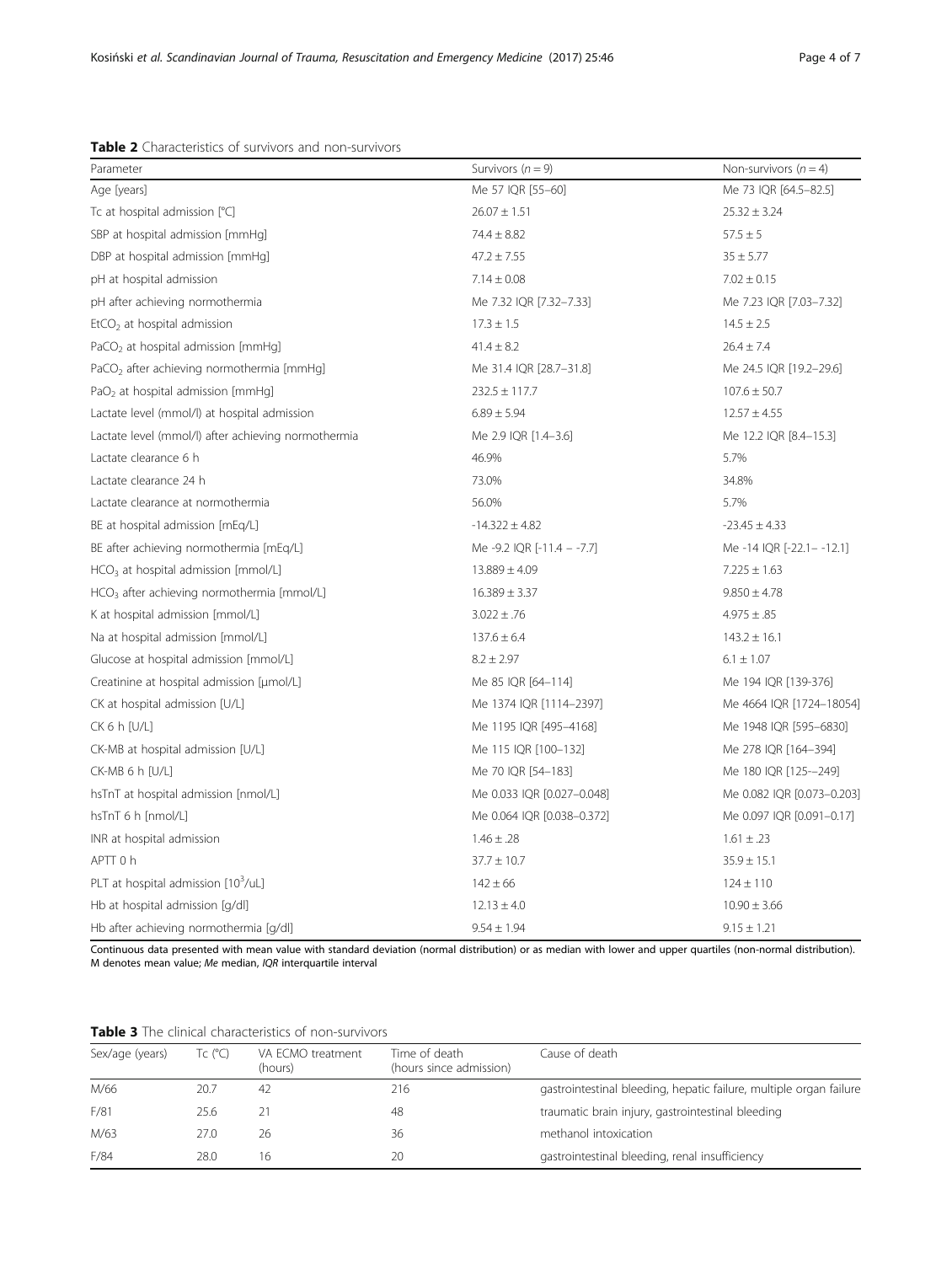**Table 2** Characteristics of survivors and non-survivors

| Parameter | Survivors ($n = 9$) | Non-survivors ($n = 4$) |
|---|---|---|
| Age [years] | Me 57 IQR [55–60] | Me 73 IQR [64.5–82.5] |
| Tc at hospital admission [°C] | 26.07 ± 1.51 | 25.32 ± 3.24 |
| SBP at hospital admission [mmHg] | 74.4 ± 8.82 | 57.5 ± 5 |
| DBP at hospital admission [mmHg] | 47.2 ± 7.55 | 35 ± 5.77 |
| pH at hospital admission | 7.14 ± 0.08 | 7.02 ± 0.15 |
| pH after achieving normothermia | Me 7.32 IQR [7.32–7.33] | Me 7.23 IQR [7.03–7.32] |
| $EtCO_2$ at hospital admission | 17.3 ± 1.5 | 14.5 ± 2.5 |
| $PaCO_2$ at hospital admission [mmHg] | 41.4 ± 8.2 | 26.4 ± 7.4 |
| $PaCO_2$ after achieving normothermia [mmHg] | Me 31.4 IQR [28.7–31.8] | Me 24.5 IQR [19.2–29.6] |
| $PaO_2$ at hospital admission [mmHg] | 232.5 ± 117.7 | 107.6 ± 50.7 |
| Lactate level (mmol/l) at hospital admission | 6.89 ± 5.94 | 12.57 ± 4.55 |
| Lactate level (mmol/l) after achieving normothermia | Me 2.9 IQR [1.4–3.6] | Me 12.2 IQR [8.4–15.3] |
| Lactate clearance 6 h | 46.9% | 5.7% |
| Lactate clearance 24 h | 73.0% | 34.8% |
| Lactate clearance at normothermia | 56.0% | 5.7% |
| BE at hospital admission [mEq/L] | -14.322 ± 4.82 | -23.45 ± 4.33 |
| BE after achieving normothermia [mEq/L] | Me -9.2 IQR [-11.4 – -7.7] | Me -14 IQR [-22.1– -12.1] |
| $HCO_3$ at hospital admission [mmol/L] | 13.889 ± 4.09 | 7.225 ± 1.63 |
| $HCO_3$ after achieving normothermia [mmol/L] | 16.389 ± 3.37 | 9.850 ± 4.78 |
| K at hospital admission [mmol/L] | 3.022 ± .76 | 4.975 ± .85 |
| Na at hospital admission [mmol/L] | 137.6 ± 6.4 | 143.2 ± 16.1 |
| Glucose at hospital admission [mmol/L] | 8.2 ± 2.97 | 6.1 ± 1.07 |
| Creatinine at hospital admission [μmol/L] | Me 85 IQR [64–114] | Me 194 IQR [139-376] |
| CK at hospital admission [U/L] | Me 1374 IQR [1114–2397] | Me 4664 IQR [1724–18054] |
| CK 6 h [U/L] | Me 1195 IQR [495–4168] | Me 1948 IQR [595–6830] |
| CK-MB at hospital admission [U/L] | Me 115 IQR [100–132] | Me 278 IQR [164–394] |
| CK-MB 6 h [U/L] | Me 70 IQR [54–183] | Me 180 IQR [125-–249] |
| hsTnT at hospital admission [nmol/L] | Me 0.033 IQR [0.027–0.048] | Me 0.082 IQR [0.073–0.203] |
| hsTnT 6 h [nmol/L] | Me 0.064 IQR [0.038–0.372] | Me 0.097 IQR [0.091–0.17] |
| INR at hospital admission | 1.46 ± .28 | 1.61 ± .23 |
| APTT 0 h | 37.7 ± 10.7 | 35.9 ± 15.1 |
| PLT at hospital admission [$10^3$/uL] | 142 ± 66 | 124 ± 110 |
| Hb at hospital admission [g/dl] | 12.13 ± 4.0 | 10.90 ± 3.66 |
| Hb after achieving normothermia [g/dl] | 9.54 ± 1.94 | 9.15 ± 1.21 |

Continuous data presented with mean value with standard deviation (normal distribution) or as median with lower and upper quartiles (non-normal distribution). M denotes mean value; *Me* median, *IQR* interquartile interval

**Table 3** The clinical characteristics of non-survivors

| Sex/age (years) | Tc (°C) | VA ECMO treatment (hours) | Time of death (hours since admission) | Cause of death |
|---|---|---|---|---|
| M/66 | 20.7 | 42 | 216 | gastrointestinal bleeding, hepatic failure, multiple organ failure |
| F/81 | 25.6 | 21 | 48 | traumatic brain injury, gastrointestinal bleeding |
| M/63 | 27.0 | 26 | 36 | methanol intoxication |
| F/84 | 28.0 | 16 | 20 | gastrointestinal bleeding, renal insufficiency |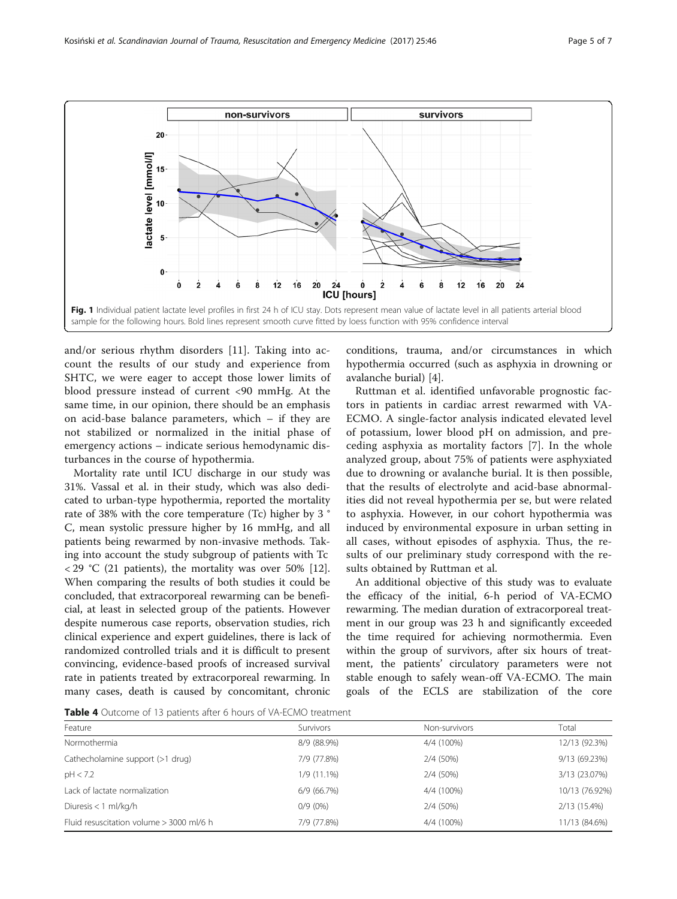Fig. 1 Individual patient lactate level profiles in first 24 h of ICU stay. Dots represent mean value of lactate level in all patients arterial blood sample for the following hours. Bold lines represent smooth curve fitted by loess function with 95% confidence interval

and/or serious rhythm disorders [11]. Taking into account the results of our study and experience from SHTC, we were eager to accept those lower limits of blood pressure instead of current <90 mmHg. At the same time, in our opinion, there should be an emphasis on acid-base balance parameters, which – if they are not stabilized or normalized in the initial phase of emergency actions – indicate serious hemodynamic disturbances in the course of hypothermia.

Mortality rate until ICU discharge in our study was 31%. Vassal et al. in their study, which was also dedicated to urban-type hypothermia, reported the mortality rate of 38% with the core temperature (Tc) higher by 3 °C, mean systolic pressure higher by 16 mmHg, and all patients being rewarmed by non-invasive methods. Taking into account the study subgroup of patients with Tc < 29 °C (21 patients), the mortality was over 50% [12]. When comparing the results of both studies it could be concluded, that extracorporeal rewarming can be beneficial, at least in selected group of the patients. However despite numerous case reports, observation studies, rich clinical experience and expert guidelines, there is lack of randomized controlled trials and it is difficult to present convincing, evidence-based proofs of increased survival rate in patients treated by extracorporeal rewarming. In many cases, death is caused by concomitant, chronic conditions, trauma, and/or circumstances in which hypothermia occurred (such as asphyxia in drowning or avalanche burial) [4].

Ruttman et al. identified unfavorable prognostic factors in patients in cardiac arrest rewarmed with VA-ECMO. A single-factor analysis indicated elevated level of potassium, lower blood pH on admission, and preceding asphyxia as mortality factors [7]. In the whole analyzed group, about 75% of patients were asphyxiated due to drowning or avalanche burial. It is then possible, that the results of electrolyte and acid-base abnormalities did not reveal hypothermia per se, but were related to asphyxia. However, in our cohort hypothermia was induced by environmental exposure in urban setting in all cases, without episodes of asphyxia. Thus, the results of our preliminary study correspond with the results obtained by Ruttman et al.

An additional objective of this study was to evaluate the efficacy of the initial, 6-h period of VA-ECMO rewarming. The median duration of extracorporeal treatment in our group was 23 h and significantly exceeded the time required for achieving normothermia. Even within the group of survivors, after six hours of treatment, the patients' circulatory parameters were not stable enough to safely wean-off VA-ECMO. The main goals of the ECLS are stabilization of the core

**Table 4** Outcome of 13 patients after 6 hours of VA-ECMO treatment

| Feature | Survivors | Non-survivors | Total |
|---|---|---|---|
| Normothermia | 8/9 (88.9%) | 4/4 (100%) | 12/13 (92.3%) |
| Cathecholamine support (>1 drug) | 7/9 (77.8%) | 2/4 (50%) | 9/13 (69.23%) |
| pH < 7.2 | 1/9 (11.1%) | 2/4 (50%) | 3/13 (23.07%) |
| Lack of lactate normalization | 6/9 (66.7%) | 4/4 (100%) | 10/13 (76.92%) |
| Diuresis < 1 ml/kg/h | 0/9 (0%) | 2/4 (50%) | 2/13 (15.4%) |
| Fluid resuscitation volume > 3000 ml/6 h | 7/9 (77.8%) | 4/4 (100%) | 11/13 (84.6%) |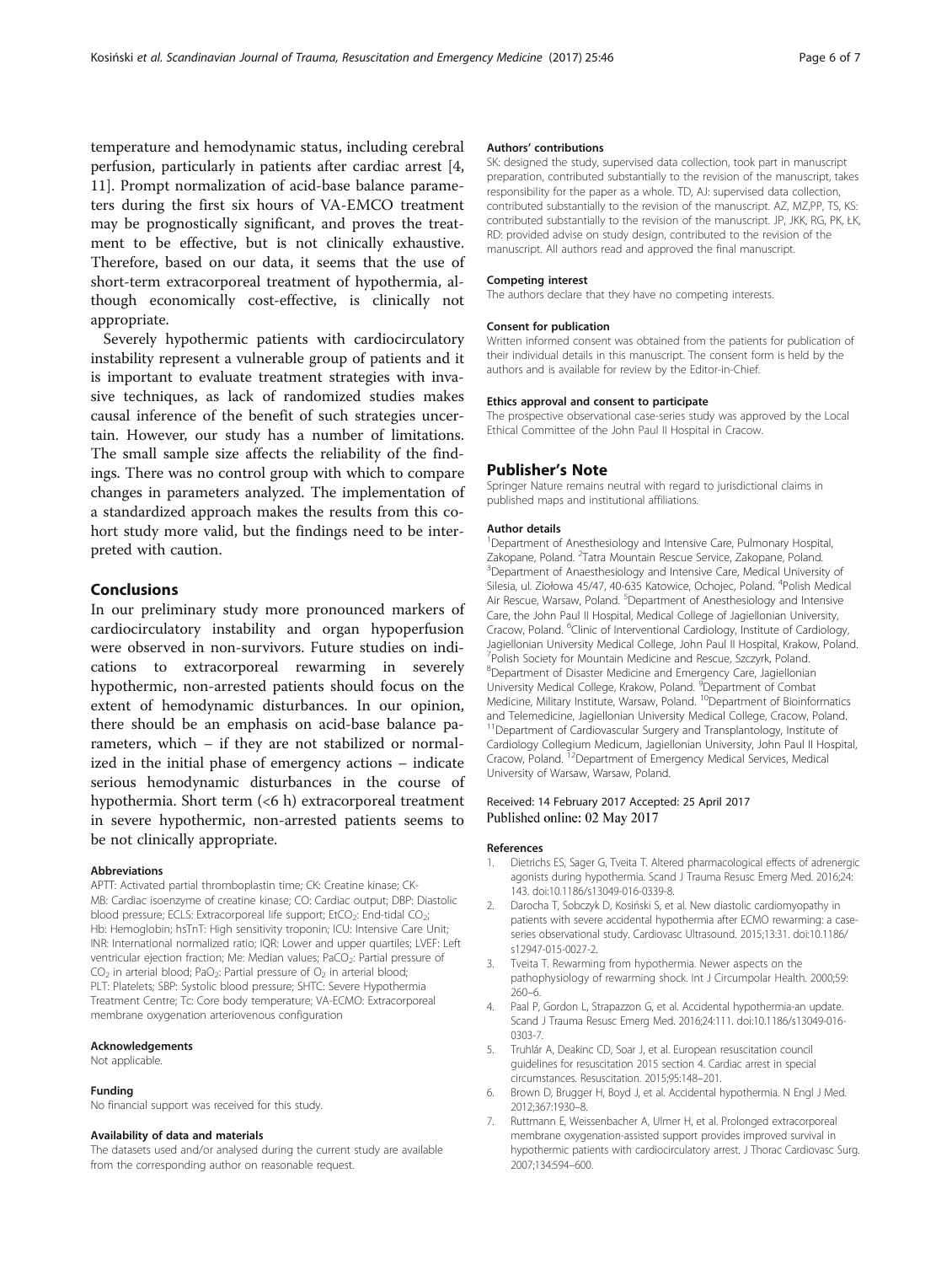temperature and hemodynamic status, including cerebral perfusion, particularly in patients after cardiac arrest [4, 11]. Prompt normalization of acid-base balance parameters during the first six hours of VA-EMCO treatment may be prognostically significant, and proves the treatment to be effective, but is not clinically exhaustive. Therefore, based on our data, it seems that the use of short-term extracorporeal treatment of hypothermia, although economically cost-effective, is clinically not appropriate.

Severely hypothermic patients with cardiocirculatory instability represent a vulnerable group of patients and it is important to evaluate treatment strategies with invasive techniques, as lack of randomized studies makes causal inference of the benefit of such strategies uncertain. However, our study has a number of limitations. The small sample size affects the reliability of the findings. There was no control group with which to compare changes in parameters analyzed. The implementation of a standardized approach makes the results from this cohort study more valid, but the findings need to be interpreted with caution.

## Conclusions

In our preliminary study more pronounced markers of cardiocirculatory instability and organ hypoperfusion were observed in non-survivors. Future studies on indications to extracorporeal rewarming in severely hypothermic, non-arrested patients should focus on the extent of hemodynamic disturbances. In our opinion, there should be an emphasis on acid-base balance parameters, which – if they are not stabilized or normalized in the initial phase of emergency actions – indicate serious hemodynamic disturbances in the course of hypothermia. Short term (<6 h) extracorporeal treatment in severe hypothermic, non-arrested patients seems to be not clinically appropriate.

#### Abbreviations

APTT: Activated partial thromboplastin time; CK: Creatine kinase; CK-MB: Cardiac isoenzyme of creatine kinase; CO: Cardiac output; DBP: Diastolic blood pressure; ECLS: Extracorporeal life support; $EtCO_2$: End-tidal $CO_2$; Hb: Hemoglobin; hsTnT: High sensitivity troponin; ICU: Intensive Care Unit; INR: International normalized ratio; IQR: Lower and upper quartiles; LVEF: Left ventricular ejection fraction; Me: Median values; $PaCO_2$: Partial pressure of $CO_2$ in arterial blood; $PaO_2$: Partial pressure of $O_2$ in arterial blood; PLT: Platelets; SBP: Systolic blood pressure; SHTC: Severe Hypothermia Treatment Centre; Tc: Core body temperature; VA-ECMO: Extracorporeal membrane oxygenation arteriovenous configuration

#### Acknowledgements

Not applicable.

#### Funding

No financial support was received for this study.

#### Availability of data and materials

The datasets used and/or analysed during the current study are available from the corresponding author on reasonable request.

#### Authors' contributions

SK: designed the study, supervised data collection, took part in manuscript preparation, contributed substantially to the revision of the manuscript, takes responsibility for the paper as a whole. TD, AJ: supervised data collection, contributed substantially to the revision of the manuscript. AZ, MZ,PP, TS, KS: contributed substantially to the revision of the manuscript. JP, JKK, RG, PK, ŁK, RD: provided advise on study design, contributed to the revision of the manuscript. All authors read and approved the final manuscript.

#### Competing interest

The authors declare that they have no competing interests.

#### Consent for publication

Written informed consent was obtained from the patients for publication of their individual details in this manuscript. The consent form is held by the authors and is available for review by the Editor-in-Chief.

#### Ethics approval and consent to participate

The prospective observational case-series study was approved by the Local Ethical Committee of the John Paul II Hospital in Cracow.

## Publisher's Note

Springer Nature remains neutral with regard to jurisdictional claims in published maps and institutional affiliations.

#### Author details

[1]Department of Anesthesiology and Intensive Care, Pulmonary Hospital, Zakopane, Poland. [2]Tatra Mountain Rescue Service, Zakopane, Poland. [3]Department of Anaesthesiology and Intensive Care, Medical University of Silesia, ul. Ziołowa 45/47, 40-635 Katowice, Ochojec, Poland. [4]Polish Medical Air Rescue, Warsaw, Poland. [5]Department of Anesthesiology and Intensive Care, the John Paul II Hospital, Medical College of Jagiellonian University, Cracow, Poland. [6]Clinic of Interventional Cardiology, Institute of Cardiology, Jagiellonian University Medical College, John Paul II Hospital, Krakow, Poland. [7]Polish Society for Mountain Medicine and Rescue, Szczyrk, Poland. [8]Department of Disaster Medicine and Emergency Care, Jagiellonian University Medical College, Krakow, Poland. [9]Department of Combat Medicine, Military Institute, Warsaw, Poland. [10]Department of Bioinformatics and Telemedicine, Jagiellonian University Medical College, Cracow, Poland. [11]Department of Cardiovascular Surgery and Transplantology, Institute of Cardiology Collegium Medicum, Jagiellonian University, John Paul II Hospital, Cracow, Poland. [12]Department of Emergency Medical Services, Medical University of Warsaw, Warsaw, Poland.

Received: 14 February 2017 Accepted: 25 April 2017
Published online: 02 May 2017

#### References

1. Dietrichs ES, Sager G, Tveita T. Altered pharmacological effects of adrenergic agonists during hypothermia. Scand J Trauma Resusc Emerg Med. 2016;24:143. doi:10.1186/s13049-016-0339-8.
2. Darocha T, Sobczyk D, Kosiński S, et al. New diastolic cardiomyopathy in patients with severe accidental hypothermia after ECMO rewarming: a case-series observational study. Cardiovasc Ultrasound. 2015;13:31. doi:10.1186/s12947-015-0027-2.
3. Tveita T. Rewarming from hypothermia. Newer aspects on the pathophysiology of rewarming shock. Int J Circumpolar Health. 2000;59:260–6.
4. Paal P, Gordon L, Strapazzon G, et al. Accidental hypothermia-an update. Scand J Trauma Resusc Emerg Med. 2016;24:111. doi:10.1186/s13049-016-0303-7.
5. Truhlár A, Deakinc CD, Soar J, et al. European resuscitation council guidelines for resuscitation 2015 section 4. Cardiac arrest in special circumstances. Resuscitation. 2015;95:148–201.
6. Brown D, Brugger H, Boyd J, et al. Accidental hypothermia. N Engl J Med. 2012;367:1930–8.
7. Ruttmann E, Weissenbacher A, Ulmer H, et al. Prolonged extracorporeal membrane oxygenation-assisted support provides improved survival in hypothermic patients with cardiocirculatory arrest. J Thorac Cardiovasc Surg. 2007;134:594–600.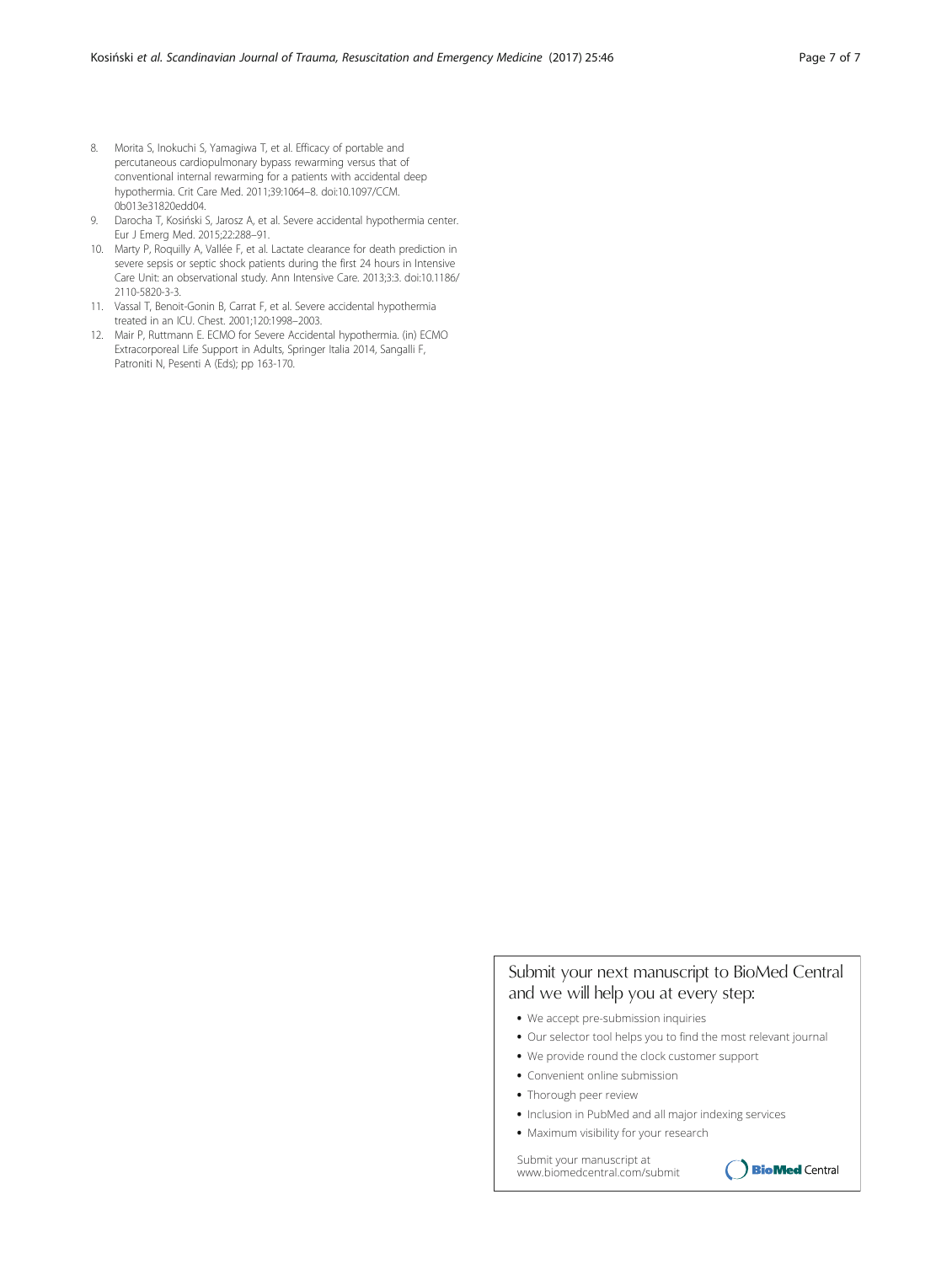8. Morita S, Inokuchi S, Yamagiwa T, et al. Efficacy of portable and percutaneous cardiopulmonary bypass rewarming versus that of conventional internal rewarming for a patients with accidental deep hypothermia. Crit Care Med. 2011;39:1064–8. doi:10.1097/CCM.0b013e31820edd04.
9. Darocha T, Kosiński S, Jarosz A, et al. Severe accidental hypothermia center. Eur J Emerg Med. 2015;22:288–91.
10. Marty P, Roquilly A, Vallée F, et al. Lactate clearance for death prediction in severe sepsis or septic shock patients during the first 24 hours in Intensive Care Unit: an observational study. Ann Intensive Care. 2013;3:3. doi:10.1186/2110-5820-3-3.
11. Vassal T, Benoit-Gonin B, Carrat F, et al. Severe accidental hypothermia treated in an ICU. Chest. 2001;120:1998–2003.
12. Mair P, Ruttmann E. ECMO for Severe Accidental hypothermia. (in) ECMO Extracorporeal Life Support in Adults, Springer Italia 2014, Sangalli F, Patroniti N, Pesenti A (Eds); pp 163-170.

Submit your next manuscript to BioMed Central and we will help you at every step:

- We accept pre-submission inquiries
- Our selector tool helps you to find the most relevant journal
- We provide round the clock customer support
- Convenient online submission
- Thorough peer review
- Inclusion in PubMed and all major indexing services
- Maximum visibility for your research

Submit your manuscript at
www.biomedcentral.com/submit

BioMed Central